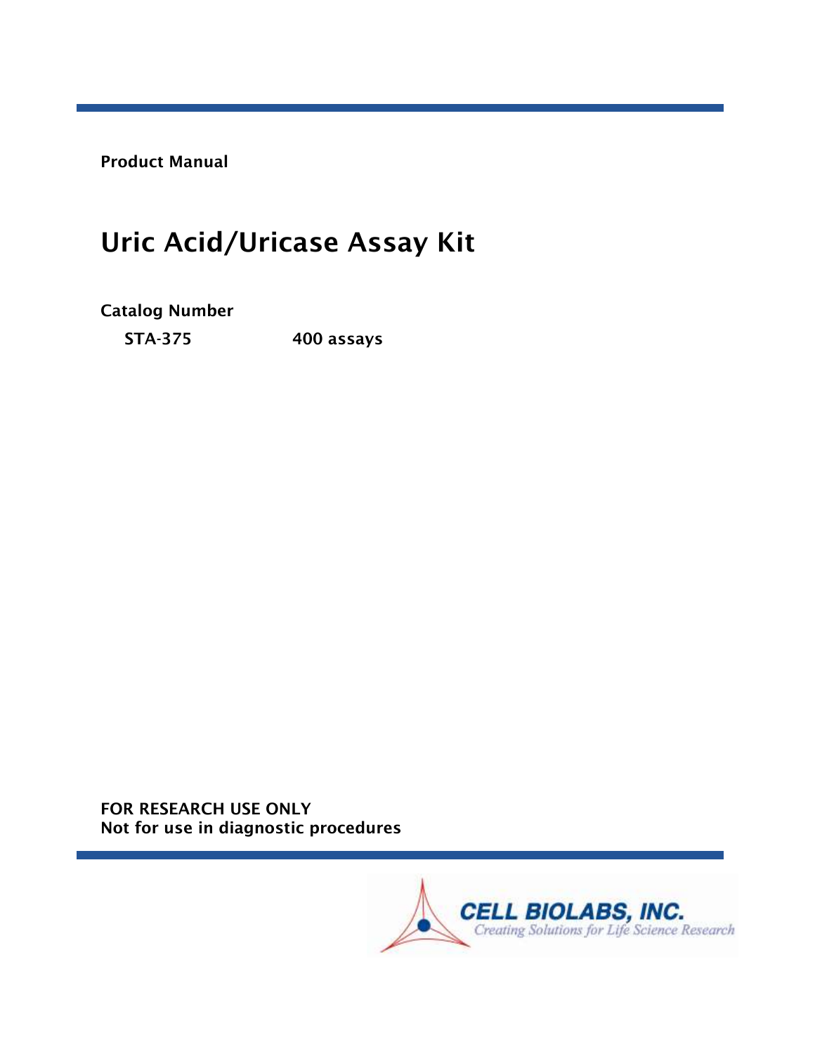**Product Manual**

# Uric Acid/Uricase Assay Kit

**Catalog Number**

| | |
|---|---|
| **STA-375** | **400 assays** |

**FOR RESEARCH USE ONLY**
**Not for use in diagnostic procedures**

**CELL BIOLABS, INC.**
*Creating Solutions for Life Science Research*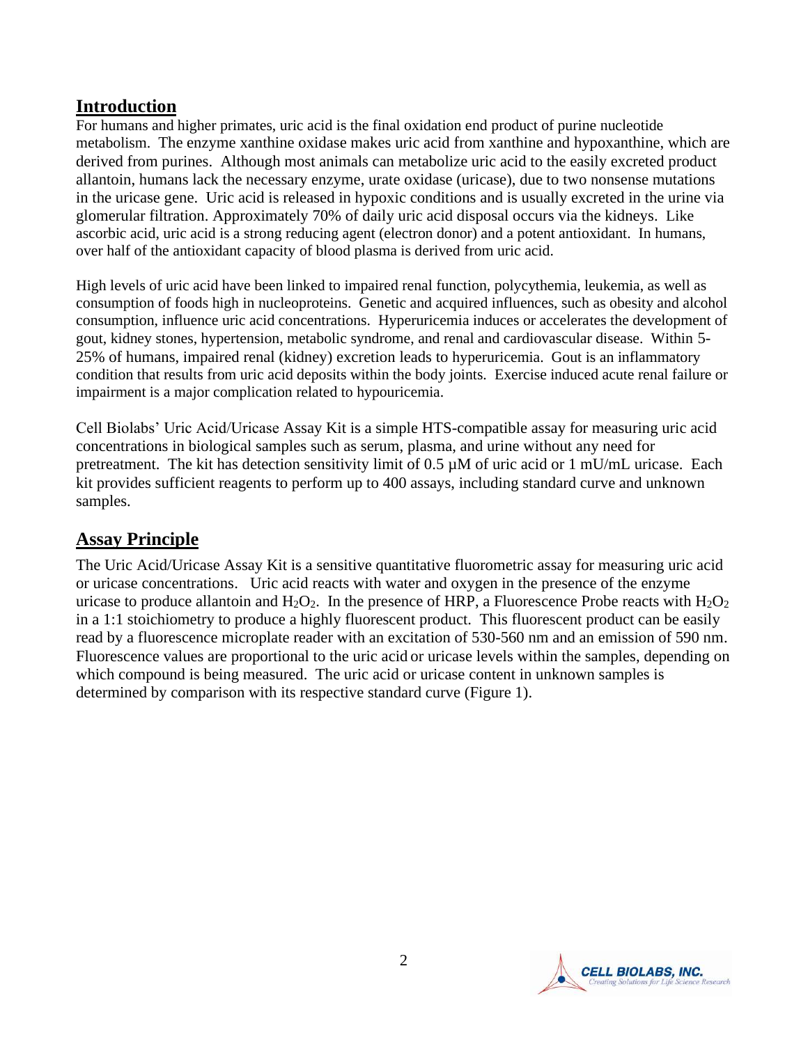## Introduction

For humans and higher primates, uric acid is the final oxidation end product of purine nucleotide metabolism. The enzyme xanthine oxidase makes uric acid from xanthine and hypoxanthine, which are derived from purines. Although most animals can metabolize uric acid to the easily excreted product allantoin, humans lack the necessary enzyme, urate oxidase (uricase), due to two nonsense mutations in the uricase gene. Uric acid is released in hypoxic conditions and is usually excreted in the urine via glomerular filtration. Approximately 70% of daily uric acid disposal occurs via the kidneys. Like ascorbic acid, uric acid is a strong reducing agent (electron donor) and a potent antioxidant. In humans, over half of the antioxidant capacity of blood plasma is derived from uric acid.

High levels of uric acid have been linked to impaired renal function, polycythemia, leukemia, as well as consumption of foods high in nucleoproteins. Genetic and acquired influences, such as obesity and alcohol consumption, influence uric acid concentrations. Hyperuricemia induces or accelerates the development of gout, kidney stones, hypertension, metabolic syndrome, and renal and cardiovascular disease. Within 5-25% of humans, impaired renal (kidney) excretion leads to hyperuricemia. Gout is an inflammatory condition that results from uric acid deposits within the body joints. Exercise induced acute renal failure or impairment is a major complication related to hypouricemia.

Cell Biolabs' Uric Acid/Uricase Assay Kit is a simple HTS-compatible assay for measuring uric acid concentrations in biological samples such as serum, plasma, and urine without any need for pretreatment. The kit has detection sensitivity limit of 0.5 µM of uric acid or 1 mU/mL uricase. Each kit provides sufficient reagents to perform up to 400 assays, including standard curve and unknown samples.

## Assay Principle

The Uric Acid/Uricase Assay Kit is a sensitive quantitative fluorometric assay for measuring uric acid or uricase concentrations. Uric acid reacts with water and oxygen in the presence of the enzyme uricase to produce allantoin and $H_2O_2$. In the presence of HRP, a Fluorescence Probe reacts with $H_2O_2$ in a 1:1 stoichiometry to produce a highly fluorescent product. This fluorescent product can be easily read by a fluorescence microplate reader with an excitation of 530-560 nm and an emission of 590 nm. Fluorescence values are proportional to the uric acid or uricase levels within the samples, depending on which compound is being measured. The uric acid or uricase content in unknown samples is determined by comparison with its respective standard curve (Figure 1).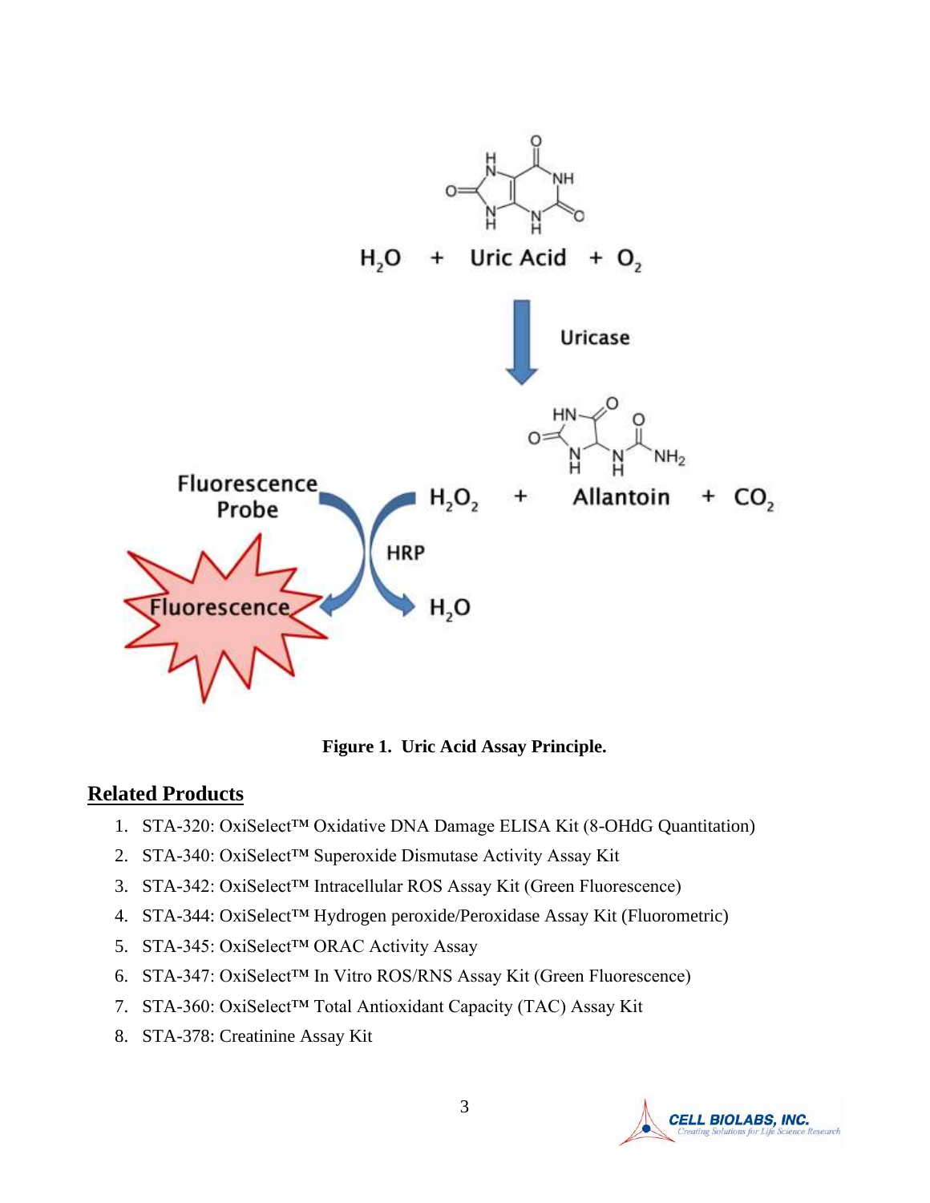**Figure 1. Uric Acid Assay Principle.**

## Related Products

1. STA-320: OxiSelect™ Oxidative DNA Damage ELISA Kit (8-OHdG Quantitation)
2. STA-340: OxiSelect™ Superoxide Dismutase Activity Assay Kit
3. STA-342: OxiSelect™ Intracellular ROS Assay Kit (Green Fluorescence)
4. STA-344: OxiSelect™ Hydrogen peroxide/Peroxidase Assay Kit (Fluorometric)
5. STA-345: OxiSelect™ ORAC Activity Assay
6. STA-347: OxiSelect™ In Vitro ROS/RNS Assay Kit (Green Fluorescence)
7. STA-360: OxiSelect™ Total Antioxidant Capacity (TAC) Assay Kit
8. STA-378: Creatinine Assay Kit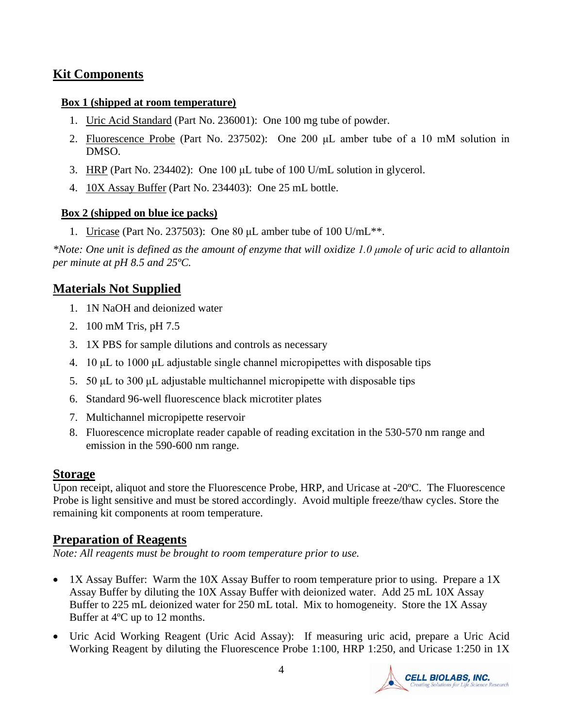## Kit Components

**Box 1 (shipped at room temperature)**

1. Uric Acid Standard (Part No. 236001): One 100 mg tube of powder.
2. Fluorescence Probe (Part No. 237502): One 200 µL amber tube of a 10 mM solution in DMSO.
3. HRP (Part No. 234402): One 100 µL tube of 100 U/mL solution in glycerol.
4. 10X Assay Buffer (Part No. 234403): One 25 mL bottle.

**Box 2 (shipped on blue ice packs)**

1. Uricase (Part No. 237503): One 80 µL amber tube of 100 U/mL**.

*\*Note: One unit is defined as the amount of enzyme that will oxidize 1.0 µmole of uric acid to allantoin per minute at pH 8.5 and 25ºC.*

## Materials Not Supplied

1. 1N NaOH and deionized water
2. 100 mM Tris, pH 7.5
3. 1X PBS for sample dilutions and controls as necessary
4. 10 µL to 1000 µL adjustable single channel micropipettes with disposable tips
5. 50 µL to 300 µL adjustable multichannel micropipette with disposable tips
6. Standard 96-well fluorescence black microtiter plates
7. Multichannel micropipette reservoir
8. Fluorescence microplate reader capable of reading excitation in the 530-570 nm range and emission in the 590-600 nm range.

## Storage

Upon receipt, aliquot and store the Fluorescence Probe, HRP, and Uricase at -20ºC. The Fluorescence Probe is light sensitive and must be stored accordingly. Avoid multiple freeze/thaw cycles. Store the remaining kit components at room temperature.

## Preparation of Reagents

*Note: All reagents must be brought to room temperature prior to use.*

- 1X Assay Buffer: Warm the 10X Assay Buffer to room temperature prior to using. Prepare a 1X Assay Buffer by diluting the 10X Assay Buffer with deionized water. Add 25 mL 10X Assay Buffer to 225 mL deionized water for 250 mL total. Mix to homogeneity. Store the 1X Assay Buffer at 4ºC up to 12 months.
- Uric Acid Working Reagent (Uric Acid Assay): If measuring uric acid, prepare a Uric Acid Working Reagent by diluting the Fluorescence Probe 1:100, HRP 1:250, and Uricase 1:250 in 1X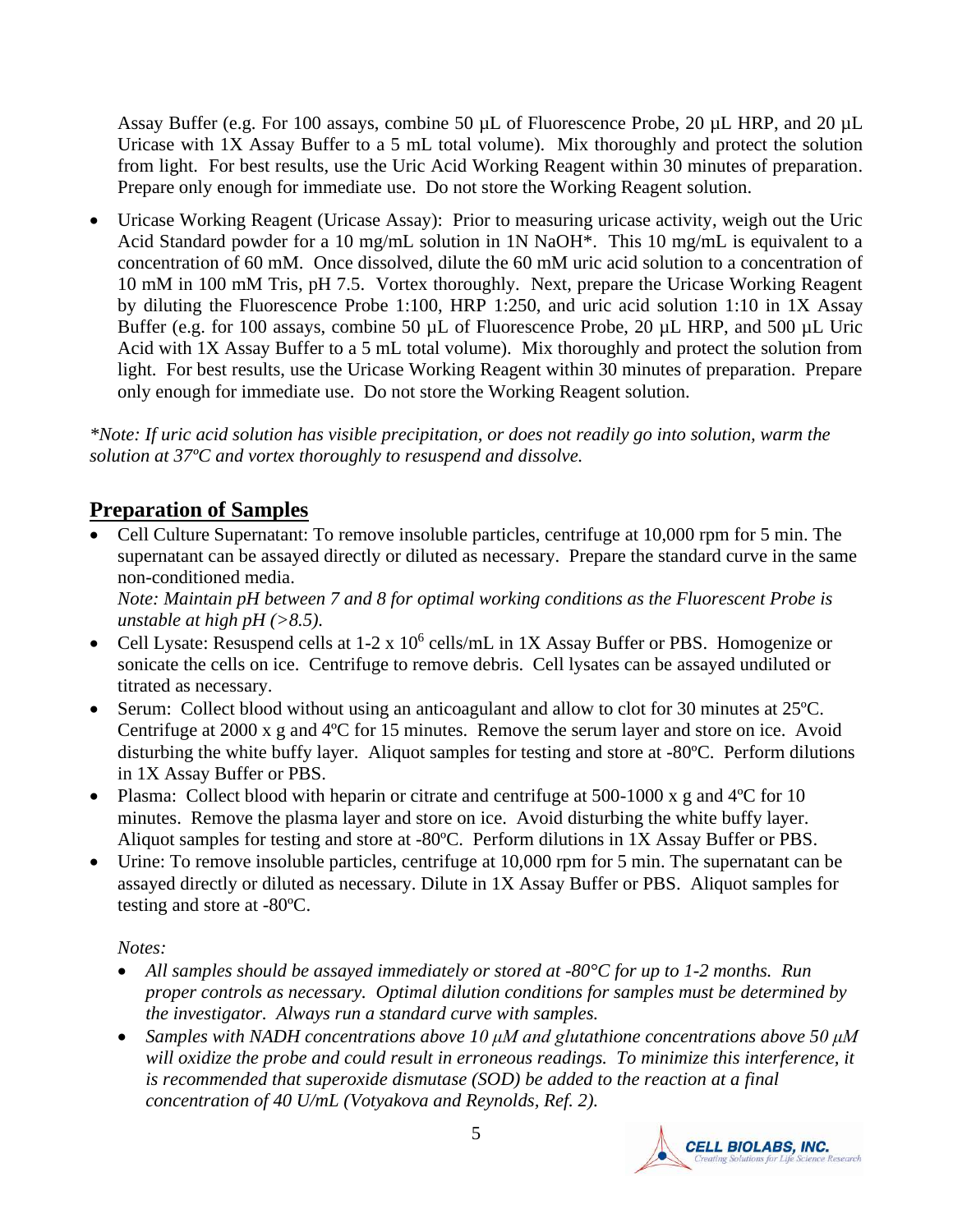Assay Buffer (e.g. For 100 assays, combine 50 µL of Fluorescence Probe, 20 µL HRP, and 20 µL Uricase with 1X Assay Buffer to a 5 mL total volume). Mix thoroughly and protect the solution from light. For best results, use the Uric Acid Working Reagent within 30 minutes of preparation. Prepare only enough for immediate use. Do not store the Working Reagent solution.

- Uricase Working Reagent (Uricase Assay): Prior to measuring uricase activity, weigh out the Uric Acid Standard powder for a 10 mg/mL solution in 1N NaOH*. This 10 mg/mL is equivalent to a concentration of 60 mM. Once dissolved, dilute the 60 mM uric acid solution to a concentration of 10 mM in 100 mM Tris, pH 7.5. Vortex thoroughly. Next, prepare the Uricase Working Reagent by diluting the Fluorescence Probe 1:100, HRP 1:250, and uric acid solution 1:10 in 1X Assay Buffer (e.g. for 100 assays, combine 50 µL of Fluorescence Probe, 20 µL HRP, and 500 µL Uric Acid with 1X Assay Buffer to a 5 mL total volume). Mix thoroughly and protect the solution from light. For best results, use the Uricase Working Reagent within 30 minutes of preparation. Prepare only enough for immediate use. Do not store the Working Reagent solution.

*\*Note: If uric acid solution has visible precipitation, or does not readily go into solution, warm the solution at 37ºC and vortex thoroughly to resuspend and dissolve.*

## Preparation of Samples

- Cell Culture Supernatant: To remove insoluble particles, centrifuge at 10,000 rpm for 5 min. The supernatant can be assayed directly or diluted as necessary. Prepare the standard curve in the same non-conditioned media.
  *Note: Maintain pH between 7 and 8 for optimal working conditions as the Fluorescent Probe is unstable at high pH (>8.5).*
- Cell Lysate: Resuspend cells at 1-2 x $10^6$ cells/mL in 1X Assay Buffer or PBS. Homogenize or sonicate the cells on ice. Centrifuge to remove debris. Cell lysates can be assayed undiluted or titrated as necessary.
- Serum: Collect blood without using an anticoagulant and allow to clot for 30 minutes at 25ºC. Centrifuge at 2000 x g and 4ºC for 15 minutes. Remove the serum layer and store on ice. Avoid disturbing the white buffy layer. Aliquot samples for testing and store at -80ºC. Perform dilutions in 1X Assay Buffer or PBS.
- Plasma: Collect blood with heparin or citrate and centrifuge at 500-1000 x g and 4ºC for 10 minutes. Remove the plasma layer and store on ice. Avoid disturbing the white buffy layer. Aliquot samples for testing and store at -80ºC. Perform dilutions in 1X Assay Buffer or PBS.
- Urine: To remove insoluble particles, centrifuge at 10,000 rpm for 5 min. The supernatant can be assayed directly or diluted as necessary. Dilute in 1X Assay Buffer or PBS. Aliquot samples for testing and store at -80ºC.

  *Notes:*
  - *All samples should be assayed immediately or stored at -80°C for up to 1-2 months. Run proper controls as necessary. Optimal dilution conditions for samples must be determined by the investigator. Always run a standard curve with samples.*
  - *Samples with NADH concentrations above 10 µM and glutathione concentrations above 50 µM will oxidize the probe and could result in erroneous readings. To minimize this interference, it is recommended that superoxide dismutase (SOD) be added to the reaction at a final concentration of 40 U/mL (Votyakova and Reynolds, Ref. 2).*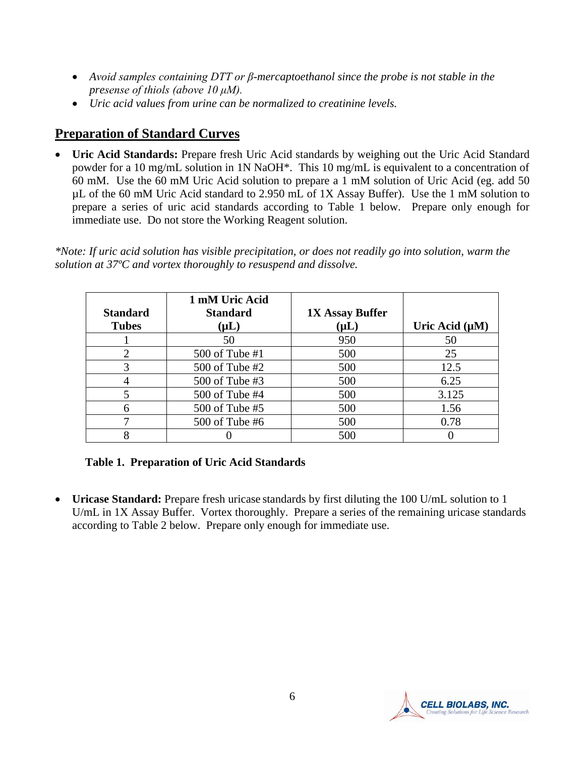- *Avoid samples containing DTT or β-mercaptoethanol since the probe is not stable in the presense of thiols (above 10 μM).*
- *Uric acid values from urine can be normalized to creatinine levels.*

## Preparation of Standard Curves

- **Uric Acid Standards:** Prepare fresh Uric Acid standards by weighing out the Uric Acid Standard powder for a 10 mg/mL solution in 1N NaOH*. This 10 mg/mL is equivalent to a concentration of 60 mM. Use the 60 mM Uric Acid solution to prepare a 1 mM solution of Uric Acid (eg. add 50 µL of the 60 mM Uric Acid standard to 2.950 mL of 1X Assay Buffer). Use the 1 mM solution to prepare a series of uric acid standards according to Table 1 below. Prepare only enough for immediate use. Do not store the Working Reagent solution.

*\*Note: If uric acid solution has visible precipitation, or does not readily go into solution, warm the solution at 37ºC and vortex thoroughly to resuspend and dissolve.*

| Standard Tubes | 1 mM Uric Acid Standard (µL) | 1X Assay Buffer (µL) | Uric Acid (µM) |
|---|---|---|---|
| 1 | 50 | 950 | 50 |
| 2 | 500 of Tube #1 | 500 | 25 |
| 3 | 500 of Tube #2 | 500 | 12.5 |
| 4 | 500 of Tube #3 | 500 | 6.25 |
| 5 | 500 of Tube #4 | 500 | 3.125 |
| 6 | 500 of Tube #5 | 500 | 1.56 |
| 7 | 500 of Tube #6 | 500 | 0.78 |
| 8 | 0 | 500 | 0 |

**Table 1. Preparation of Uric Acid Standards**

- **Uricase Standard:** Prepare fresh uricase standards by first diluting the 100 U/mL solution to 1 U/mL in 1X Assay Buffer. Vortex thoroughly. Prepare a series of the remaining uricase standards according to Table 2 below. Prepare only enough for immediate use.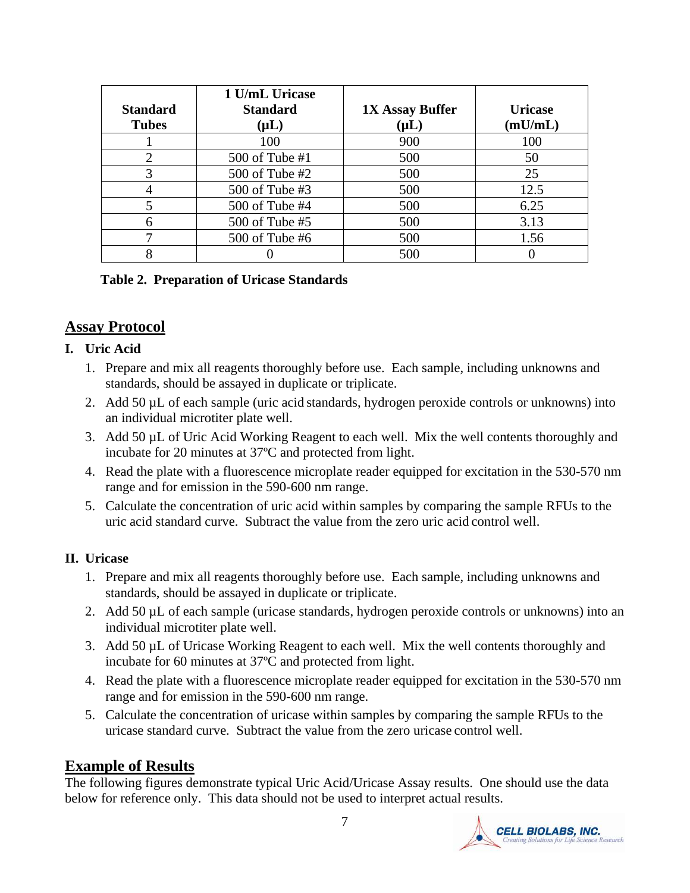| Standard Tubes | 1 U/mL Uricase Standard (µL) | 1X Assay Buffer (µL) | Uricase (mU/mL) |
|---|---|---|---|
| 1 | 100 | 900 | 100 |
| 2 | 500 of Tube #1 | 500 | 50 |
| 3 | 500 of Tube #2 | 500 | 25 |
| 4 | 500 of Tube #3 | 500 | 12.5 |
| 5 | 500 of Tube #4 | 500 | 6.25 |
| 6 | 500 of Tube #5 | 500 | 3.13 |
| 7 | 500 of Tube #6 | 500 | 1.56 |
| 8 | 0 | 500 | 0 |

**Table 2. Preparation of Uricase Standards**

## Assay Protocol

### I. Uric Acid

1. Prepare and mix all reagents thoroughly before use. Each sample, including unknowns and standards, should be assayed in duplicate or triplicate.
2. Add 50 µL of each sample (uric acid standards, hydrogen peroxide controls or unknowns) into an individual microtiter plate well.
3. Add 50 µL of Uric Acid Working Reagent to each well. Mix the well contents thoroughly and incubate for 20 minutes at 37ºC and protected from light.
4. Read the plate with a fluorescence microplate reader equipped for excitation in the 530-570 nm range and for emission in the 590-600 nm range.
5. Calculate the concentration of uric acid within samples by comparing the sample RFUs to the uric acid standard curve. Subtract the value from the zero uric acid control well.

### II. Uricase

1. Prepare and mix all reagents thoroughly before use. Each sample, including unknowns and standards, should be assayed in duplicate or triplicate.
2. Add 50 µL of each sample (uricase standards, hydrogen peroxide controls or unknowns) into an individual microtiter plate well.
3. Add 50 µL of Uricase Working Reagent to each well. Mix the well contents thoroughly and incubate for 60 minutes at 37ºC and protected from light.
4. Read the plate with a fluorescence microplate reader equipped for excitation in the 530-570 nm range and for emission in the 590-600 nm range.
5. Calculate the concentration of uricase within samples by comparing the sample RFUs to the uricase standard curve. Subtract the value from the zero uricase control well.

## Example of Results

The following figures demonstrate typical Uric Acid/Uricase Assay results. One should use the data below for reference only. This data should not be used to interpret actual results.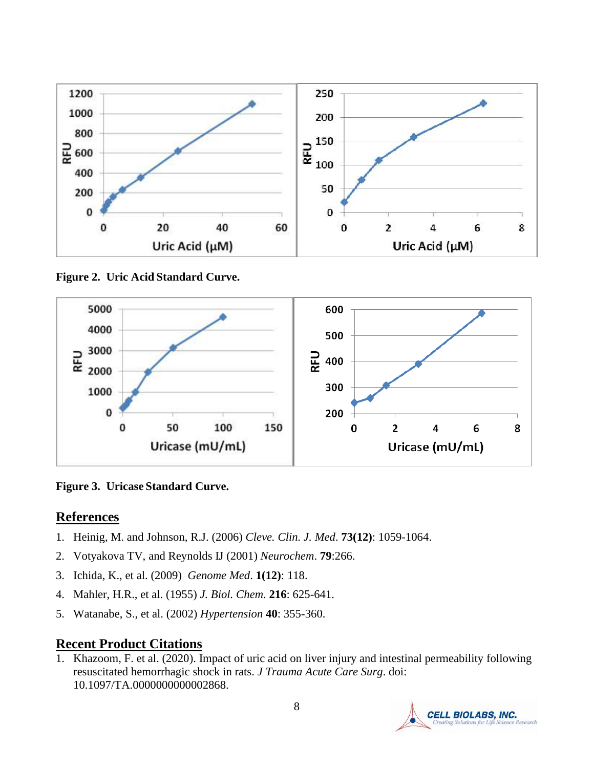**Figure 2. Uric Acid Standard Curve.**

**Figure 3. Uricase Standard Curve.**

## References

1. Heinig, M. and Johnson, R.J. (2006) *Cleve. Clin. J. Med*. **73(12)**: 1059-1064.
2. Votyakova TV, and Reynolds IJ (2001) *Neurochem*. **79**:266.
3. Ichida, K., et al. (2009) *Genome Med*. **1(12)**: 118.
4. Mahler, H.R., et al. (1955) *J. Biol. Chem*. **216**: 625-641.
5. Watanabe, S., et al. (2002) *Hypertension* **40**: 355-360.

## Recent Product Citations

1. Khazoom, F. et al. (2020). Impact of uric acid on liver injury and intestinal permeability following resuscitated hemorrhagic shock in rats. *J Trauma Acute Care Surg*. doi: 10.1097/TA.0000000000002868.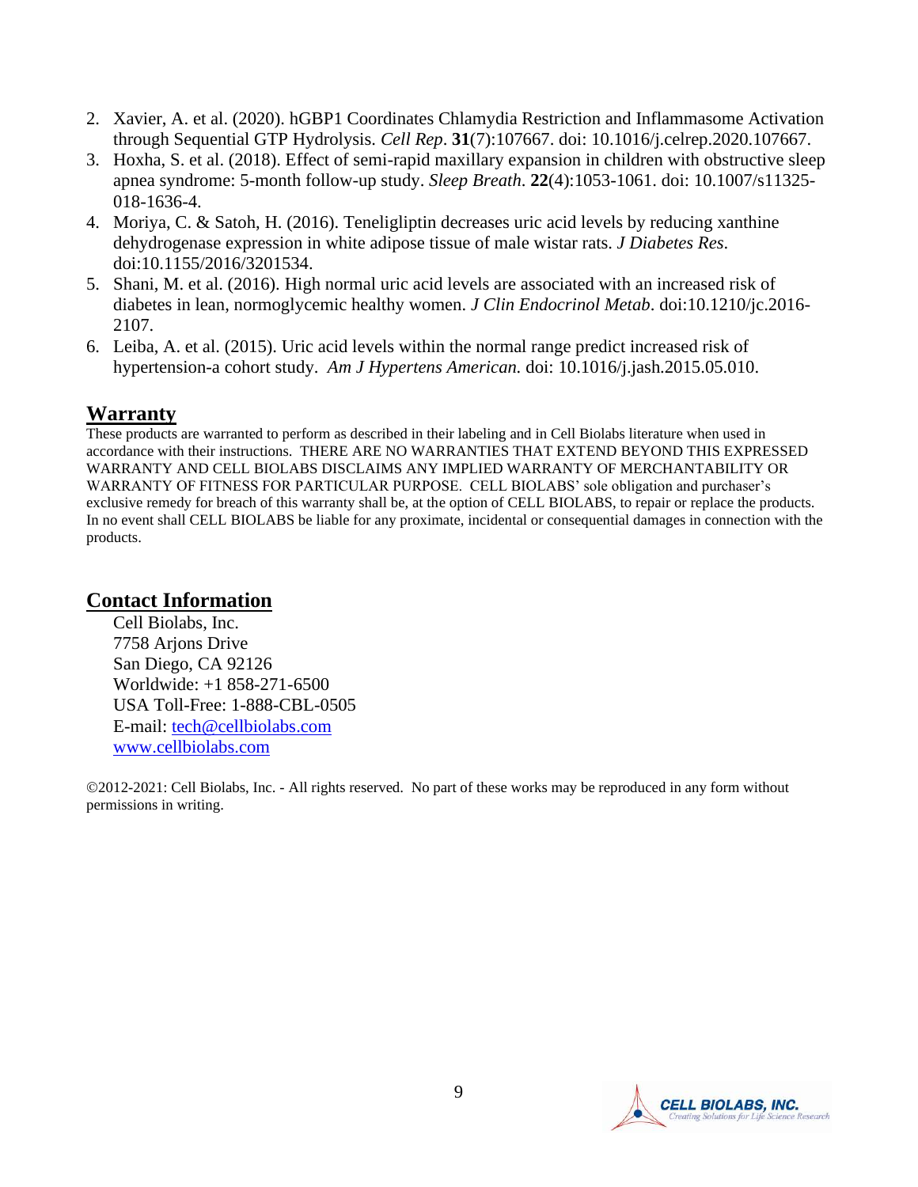2. Xavier, A. et al. (2020). hGBP1 Coordinates Chlamydia Restriction and Inflammasome Activation through Sequential GTP Hydrolysis. *Cell Rep*. **31**(7):107667. doi: 10.1016/j.celrep.2020.107667.
3. Hoxha, S. et al. (2018). Effect of semi-rapid maxillary expansion in children with obstructive sleep apnea syndrome: 5-month follow-up study. *Sleep Breath*. **22**(4):1053-1061. doi: 10.1007/s11325-018-1636-4.
4. Moriya, C. & Satoh, H. (2016). Teneligliptin decreases uric acid levels by reducing xanthine dehydrogenase expression in white adipose tissue of male wistar rats. *J Diabetes Res*. doi:10.1155/2016/3201534.
5. Shani, M. et al. (2016). High normal uric acid levels are associated with an increased risk of diabetes in lean, normoglycemic healthy women. *J Clin Endocrinol Metab*. doi:10.1210/jc.2016-2107.
6. Leiba, A. et al. (2015). Uric acid levels within the normal range predict increased risk of hypertension-a cohort study. *Am J Hypertens American.* doi: 10.1016/j.jash.2015.05.010.

## Warranty

These products are warranted to perform as described in their labeling and in Cell Biolabs literature when used in accordance with their instructions. THERE ARE NO WARRANTIES THAT EXTEND BEYOND THIS EXPRESSED WARRANTY AND CELL BIOLABS DISCLAIMS ANY IMPLIED WARRANTY OF MERCHANTABILITY OR WARRANTY OF FITNESS FOR PARTICULAR PURPOSE. CELL BIOLABS' sole obligation and purchaser's exclusive remedy for breach of this warranty shall be, at the option of CELL BIOLABS, to repair or replace the products. In no event shall CELL BIOLABS be liable for any proximate, incidental or consequential damages in connection with the products.

## Contact Information

Cell Biolabs, Inc.
7758 Arjons Drive
San Diego, CA 92126
Worldwide: +1 858-271-6500
USA Toll-Free: 1-888-CBL-0505
E-mail: tech@cellbiolabs.com
www.cellbiolabs.com

©2012-2021: Cell Biolabs, Inc. - All rights reserved. No part of these works may be reproduced in any form without permissions in writing.